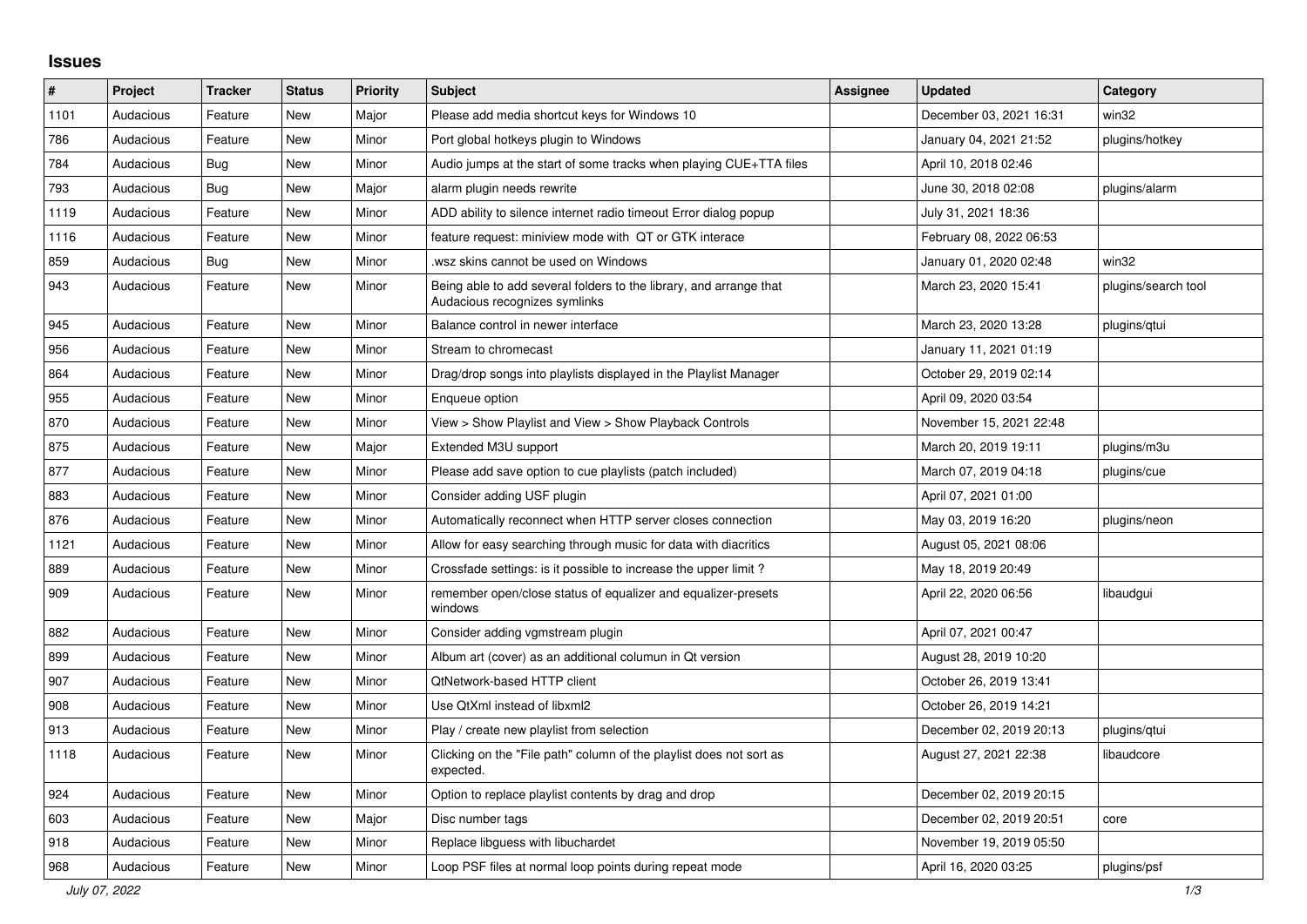## Issues

| # | Project | Tracker | Status | Priority | Subject | Assignee | Updated | Category |
|---|---|---|---|---|---|---|---|---|
| 1101 | Audacious | Feature | New | Major | Please add media shortcut keys for Windows 10 | | December 03, 2021 16:31 | win32 |
| 786 | Audacious | Feature | New | Minor | Port global hotkeys plugin to Windows | | January 04, 2021 21:52 | plugins/hotkey |
| 784 | Audacious | Bug | New | Minor | Audio jumps at the start of some tracks when playing CUE+TTA files | | April 10, 2018 02:46 | |
| 793 | Audacious | Bug | New | Major | alarm plugin needs rewrite | | June 30, 2018 02:08 | plugins/alarm |
| 1119 | Audacious | Feature | New | Minor | ADD ability to silence internet radio timeout Error dialog popup | | July 31, 2021 18:36 | |
| 1116 | Audacious | Feature | New | Minor | feature request: miniview mode with QT or GTK interace | | February 08, 2022 06:53 | |
| 859 | Audacious | Bug | New | Minor | .wsz skins cannot be used on Windows | | January 01, 2020 02:48 | win32 |
| 943 | Audacious | Feature | New | Minor | Being able to add several folders to the library, and arrange that Audacious recognizes symlinks | | March 23, 2020 15:41 | plugins/search tool |
| 945 | Audacious | Feature | New | Minor | Balance control in newer interface | | March 23, 2020 13:28 | plugins/qtui |
| 956 | Audacious | Feature | New | Minor | Stream to chromecast | | January 11, 2021 01:19 | |
| 864 | Audacious | Feature | New | Minor | Drag/drop songs into playlists displayed in the Playlist Manager | | October 29, 2019 02:14 | |
| 955 | Audacious | Feature | New | Minor | Enqueue option | | April 09, 2020 03:54 | |
| 870 | Audacious | Feature | New | Minor | View > Show Playlist and View > Show Playback Controls | | November 15, 2021 22:48 | |
| 875 | Audacious | Feature | New | Major | Extended M3U support | | March 20, 2019 19:11 | plugins/m3u |
| 877 | Audacious | Feature | New | Minor | Please add save option to cue playlists (patch included) | | March 07, 2019 04:18 | plugins/cue |
| 883 | Audacious | Feature | New | Minor | Consider adding USF plugin | | April 07, 2021 01:00 | |
| 876 | Audacious | Feature | New | Minor | Automatically reconnect when HTTP server closes connection | | May 03, 2019 16:20 | plugins/neon |
| 1121 | Audacious | Feature | New | Minor | Allow for easy searching through music for data with diacritics | | August 05, 2021 08:06 | |
| 889 | Audacious | Feature | New | Minor | Crossfade settings: is it possible to increase the upper limit ? | | May 18, 2019 20:49 | |
| 909 | Audacious | Feature | New | Minor | remember open/close status of equalizer and equalizer-presets windows | | April 22, 2020 06:56 | libaudgui |
| 882 | Audacious | Feature | New | Minor | Consider adding vgmstream plugin | | April 07, 2021 00:47 | |
| 899 | Audacious | Feature | New | Minor | Album art (cover) as an additional columun in Qt version | | August 28, 2019 10:20 | |
| 907 | Audacious | Feature | New | Minor | QtNetwork-based HTTP client | | October 26, 2019 13:41 | |
| 908 | Audacious | Feature | New | Minor | Use QtXml instead of libxml2 | | October 26, 2019 14:21 | |
| 913 | Audacious | Feature | New | Minor | Play / create new playlist from selection | | December 02, 2019 20:13 | plugins/qtui |
| 1118 | Audacious | Feature | New | Minor | Clicking on the "File path" column of the playlist does not sort as expected. | | August 27, 2021 22:38 | libaudcore |
| 924 | Audacious | Feature | New | Minor | Option to replace playlist contents by drag and drop | | December 02, 2019 20:15 | |
| 603 | Audacious | Feature | New | Major | Disc number tags | | December 02, 2019 20:51 | core |
| 918 | Audacious | Feature | New | Minor | Replace libguess with libuchardet | | November 19, 2019 05:50 | |
| 968 | Audacious | Feature | New | Minor | Loop PSF files at normal loop points during repeat mode | | April 16, 2020 03:25 | plugins/psf |

*July 07, 2022*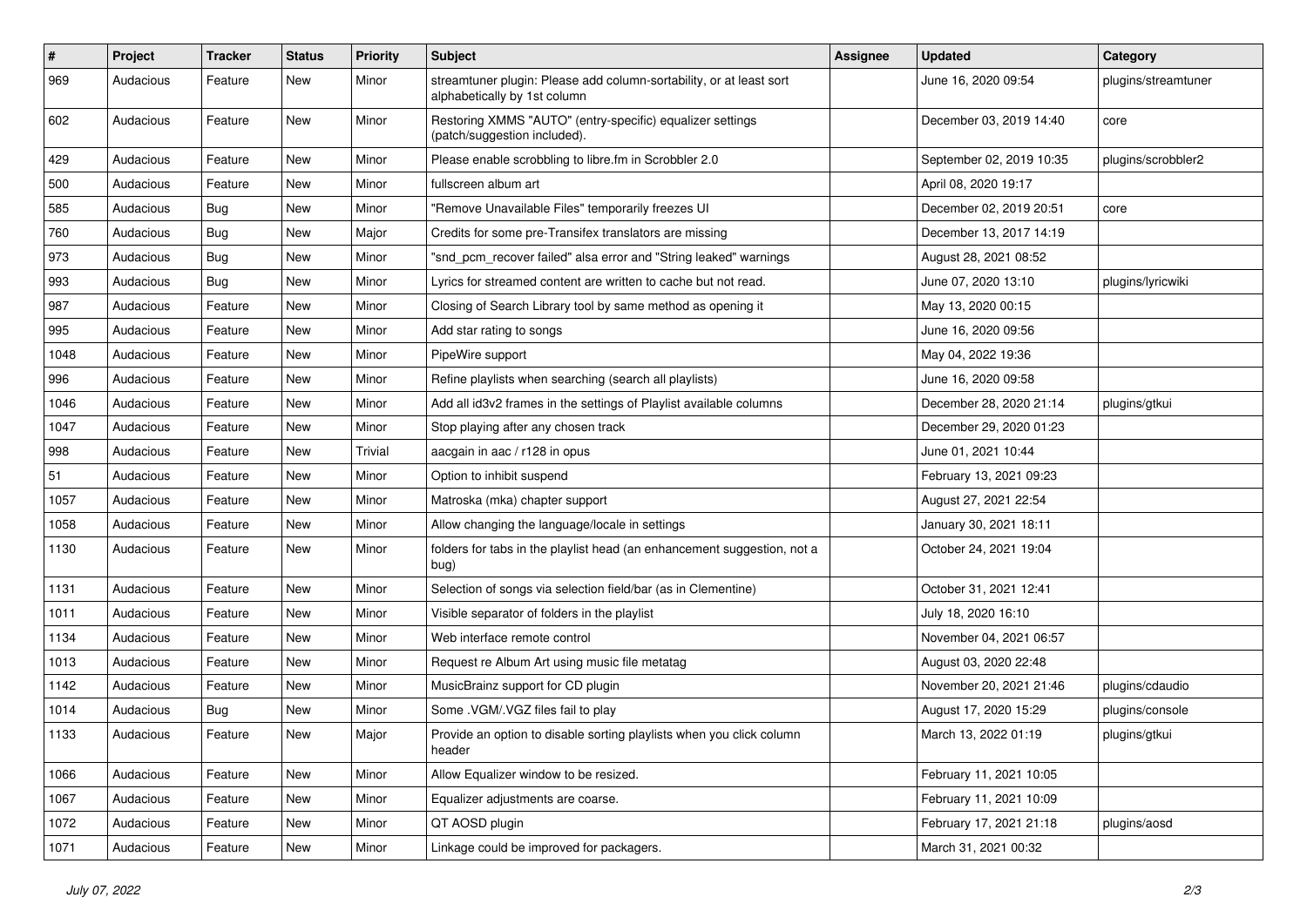| # | Project | Tracker | Status | Priority | Subject | Assignee | Updated | Category |
|---|---|---|---|---|---|---|---|---|
| 969 | Audacious | Feature | New | Minor | streamtuner plugin: Please add column-sortability, or at least sort alphabetically by 1st column | | June 16, 2020 09:54 | plugins/streamtuner |
| 602 | Audacious | Feature | New | Minor | Restoring XMMS "AUTO" (entry-specific) equalizer settings (patch/suggestion included). | | December 03, 2019 14:40 | core |
| 429 | Audacious | Feature | New | Minor | Please enable scrobbling to libre.fm in Scrobbler 2.0 | | September 02, 2019 10:35 | plugins/scrobbler2 |
| 500 | Audacious | Feature | New | Minor | fullscreen album art | | April 08, 2020 19:17 | |
| 585 | Audacious | Bug | New | Minor | "Remove Unavailable Files" temporarily freezes UI | | December 02, 2019 20:51 | core |
| 760 | Audacious | Bug | New | Major | Credits for some pre-Transifex translators are missing | | December 13, 2017 14:19 | |
| 973 | Audacious | Bug | New | Minor | "snd_pcm_recover failed" alsa error and "String leaked" warnings | | August 28, 2021 08:52 | |
| 993 | Audacious | Bug | New | Minor | Lyrics for streamed content are written to cache but not read. | | June 07, 2020 13:10 | plugins/lyricwiki |
| 987 | Audacious | Feature | New | Minor | Closing of Search Library tool by same method as opening it | | May 13, 2020 00:15 | |
| 995 | Audacious | Feature | New | Minor | Add star rating to songs | | June 16, 2020 09:56 | |
| 1048 | Audacious | Feature | New | Minor | PipeWire support | | May 04, 2022 19:36 | |
| 996 | Audacious | Feature | New | Minor | Refine playlists when searching (search all playlists) | | June 16, 2020 09:58 | |
| 1046 | Audacious | Feature | New | Minor | Add all id3v2 frames in the settings of Playlist available columns | | December 28, 2020 21:14 | plugins/gtkui |
| 1047 | Audacious | Feature | New | Minor | Stop playing after any chosen track | | December 29, 2020 01:23 | |
| 998 | Audacious | Feature | New | Trivial | aacgain in aac / r128 in opus | | June 01, 2021 10:44 | |
| 51 | Audacious | Feature | New | Minor | Option to inhibit suspend | | February 13, 2021 09:23 | |
| 1057 | Audacious | Feature | New | Minor | Matroska (mka) chapter support | | August 27, 2021 22:54 | |
| 1058 | Audacious | Feature | New | Minor | Allow changing the language/locale in settings | | January 30, 2021 18:11 | |
| 1130 | Audacious | Feature | New | Minor | folders for tabs in the playlist head (an enhancement suggestion, not a bug) | | October 24, 2021 19:04 | |
| 1131 | Audacious | Feature | New | Minor | Selection of songs via selection field/bar (as in Clementine) | | October 31, 2021 12:41 | |
| 1011 | Audacious | Feature | New | Minor | Visible separator of folders in the playlist | | July 18, 2020 16:10 | |
| 1134 | Audacious | Feature | New | Minor | Web interface remote control | | November 04, 2021 06:57 | |
| 1013 | Audacious | Feature | New | Minor | Request re Album Art using music file metatag | | August 03, 2020 22:48 | |
| 1142 | Audacious | Feature | New | Minor | MusicBrainz support for CD plugin | | November 20, 2021 21:46 | plugins/cdaudio |
| 1014 | Audacious | Bug | New | Minor | Some .VGM/.VGZ files fail to play | | August 17, 2020 15:29 | plugins/console |
| 1133 | Audacious | Feature | New | Major | Provide an option to disable sorting playlists when you click column header | | March 13, 2022 01:19 | plugins/gtkui |
| 1066 | Audacious | Feature | New | Minor | Allow Equalizer window to be resized. | | February 11, 2021 10:05 | |
| 1067 | Audacious | Feature | New | Minor | Equalizer adjustments are coarse. | | February 11, 2021 10:09 | |
| 1072 | Audacious | Feature | New | Minor | QT AOSD plugin | | February 17, 2021 21:18 | plugins/aosd |
| 1071 | Audacious | Feature | New | Minor | Linkage could be improved for packagers. | | March 31, 2021 00:32 | |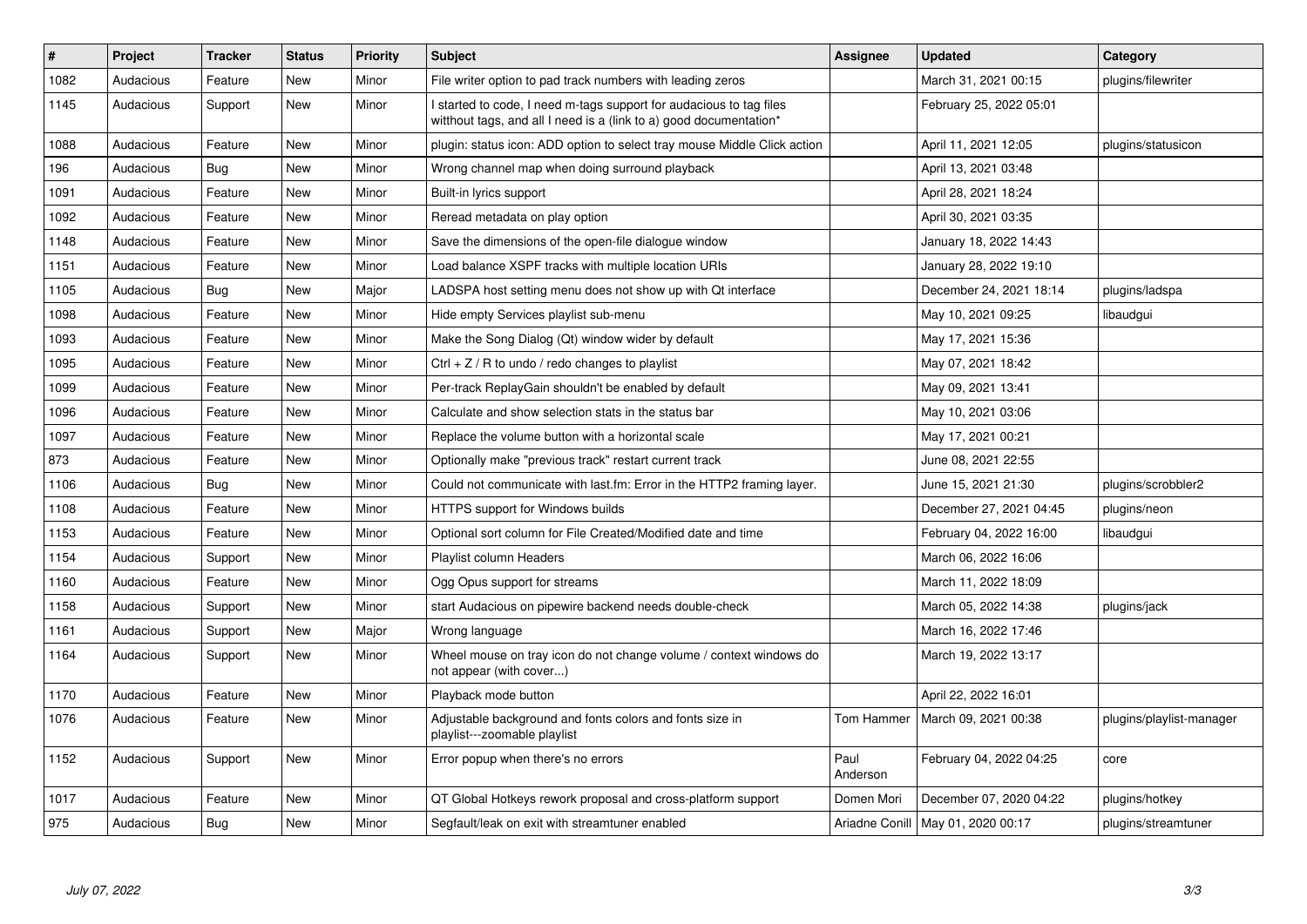| # | Project | Tracker | Status | Priority | Subject | Assignee | Updated | Category |
|---|---|---|---|---|---|---|---|---|
| 1082 | Audacious | Feature | New | Minor | File writer option to pad track numbers with leading zeros | | March 31, 2021 00:15 | plugins/filewriter |
| 1145 | Audacious | Support | New | Minor | I started to code, I need m-tags support for audacious to tag files witthout tags, and all I need is a (link to a) good documentation* | | February 25, 2022 05:01 | |
| 1088 | Audacious | Feature | New | Minor | plugin: status icon: ADD option to select tray mouse Middle Click action | | April 11, 2021 12:05 | plugins/statusicon |
| 196 | Audacious | Bug | New | Minor | Wrong channel map when doing surround playback | | April 13, 2021 03:48 | |
| 1091 | Audacious | Feature | New | Minor | Built-in lyrics support | | April 28, 2021 18:24 | |
| 1092 | Audacious | Feature | New | Minor | Reread metadata on play option | | April 30, 2021 03:35 | |
| 1148 | Audacious | Feature | New | Minor | Save the dimensions of the open-file dialogue window | | January 18, 2022 14:43 | |
| 1151 | Audacious | Feature | New | Minor | Load balance XSPF tracks with multiple location URIs | | January 28, 2022 19:10 | |
| 1105 | Audacious | Bug | New | Major | LADSPA host setting menu does not show up with Qt interface | | December 24, 2021 18:14 | plugins/ladspa |
| 1098 | Audacious | Feature | New | Minor | Hide empty Services playlist sub-menu | | May 10, 2021 09:25 | libaudgui |
| 1093 | Audacious | Feature | New | Minor | Make the Song Dialog (Qt) window wider by default | | May 17, 2021 15:36 | |
| 1095 | Audacious | Feature | New | Minor | Ctrl + Z / R to undo / redo changes to playlist | | May 07, 2021 18:42 | |
| 1099 | Audacious | Feature | New | Minor | Per-track ReplayGain shouldn't be enabled by default | | May 09, 2021 13:41 | |
| 1096 | Audacious | Feature | New | Minor | Calculate and show selection stats in the status bar | | May 10, 2021 03:06 | |
| 1097 | Audacious | Feature | New | Minor | Replace the volume button with a horizontal scale | | May 17, 2021 00:21 | |
| 873 | Audacious | Feature | New | Minor | Optionally make "previous track" restart current track | | June 08, 2021 22:55 | |
| 1106 | Audacious | Bug | New | Minor | Could not communicate with last.fm: Error in the HTTP2 framing layer. | | June 15, 2021 21:30 | plugins/scrobbler2 |
| 1108 | Audacious | Feature | New | Minor | HTTPS support for Windows builds | | December 27, 2021 04:45 | plugins/neon |
| 1153 | Audacious | Feature | New | Minor | Optional sort column for File Created/Modified date and time | | February 04, 2022 16:00 | libaudgui |
| 1154 | Audacious | Support | New | Minor | Playlist column Headers | | March 06, 2022 16:06 | |
| 1160 | Audacious | Feature | New | Minor | Ogg Opus support for streams | | March 11, 2022 18:09 | |
| 1158 | Audacious | Support | New | Minor | start Audacious on pipewire backend needs double-check | | March 05, 2022 14:38 | plugins/jack |
| 1161 | Audacious | Support | New | Major | Wrong language | | March 16, 2022 17:46 | |
| 1164 | Audacious | Support | New | Minor | Wheel mouse on tray icon do not change volume / context windows do not appear (with cover...) | | March 19, 2022 13:17 | |
| 1170 | Audacious | Feature | New | Minor | Playback mode button | | April 22, 2022 16:01 | |
| 1076 | Audacious | Feature | New | Minor | Adjustable background and fonts colors and fonts size in playlist---zoomable playlist | Tom Hammer | March 09, 2021 00:38 | plugins/playlist-manager |
| 1152 | Audacious | Support | New | Minor | Error popup when there's no errors | Paul Anderson | February 04, 2022 04:25 | core |
| 1017 | Audacious | Feature | New | Minor | QT Global Hotkeys rework proposal and cross-platform support | Domen Mori | December 07, 2020 04:22 | plugins/hotkey |
| 975 | Audacious | Bug | New | Minor | Segfault/leak on exit with streamtuner enabled | Ariadne Conill | May 01, 2020 00:17 | plugins/streamtuner |

*July 07, 2022*